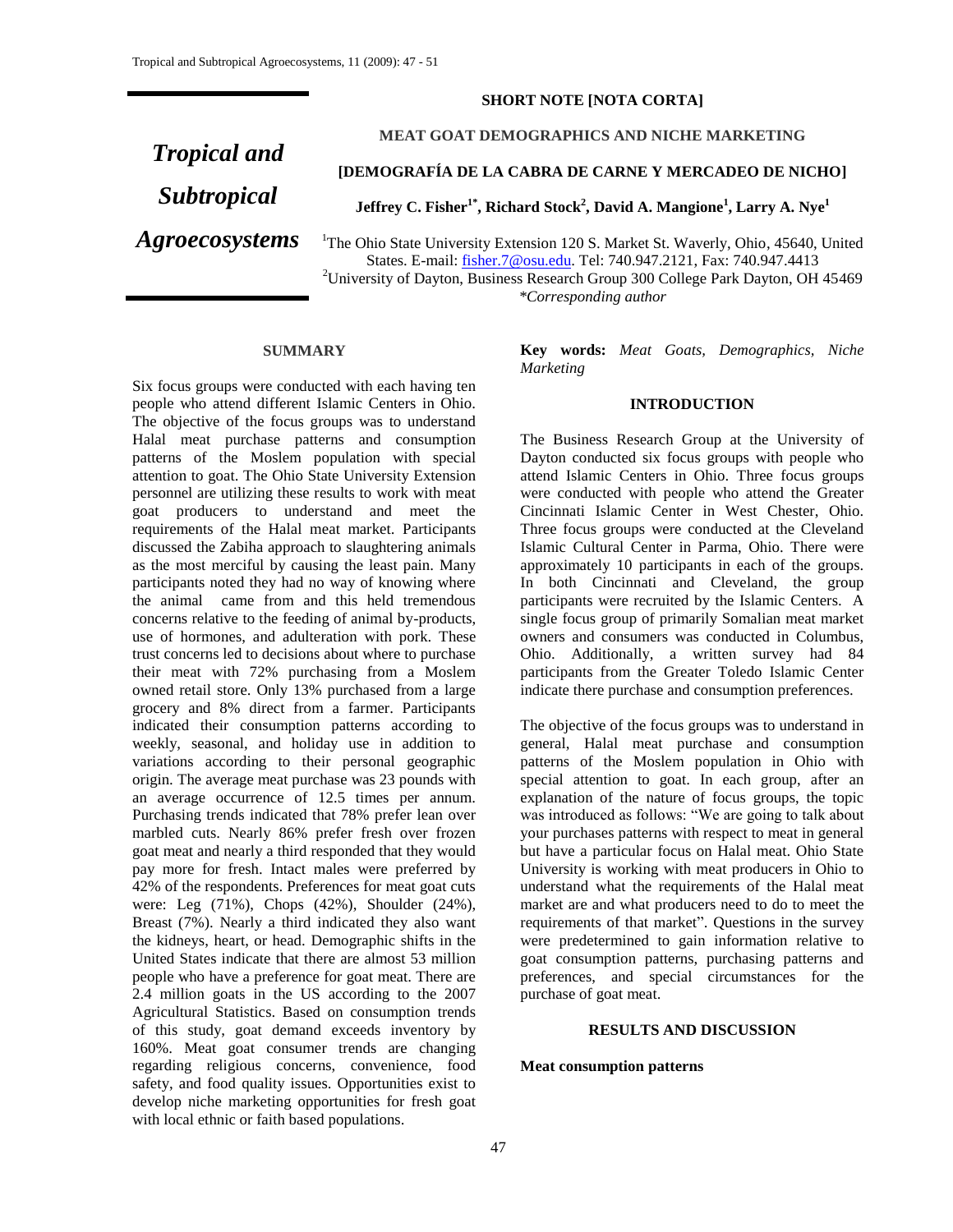SHORT NOTE [NOTA CORTA]

*Tropical and Subtropical Agroecosystems*

# MEAT GOAT DEMOGRAPHICS AND NICHE MARKETING

# [DEMOGRAFÍA DE LA CABRA DE CARNE Y MERCADEO DE NICHO]

**Jeffrey C. Fisher[1*], Richard Stock[2], David A. Mangione[1], Larry A. Nye[1]**

[1]The Ohio State University Extension 120 S. Market St. Waverly, Ohio, 45640, United States. E-mail: fisher.7@osu.edu. Tel: 740.947.2121, Fax: 740.947.4413

[2]University of Dayton, Business Research Group 300 College Park Dayton, OH 45469

*Corresponding author

## SUMMARY

Six focus groups were conducted with each having ten people who attend different Islamic Centers in Ohio. The objective of the focus groups was to understand Halal meat purchase patterns and consumption patterns of the Moslem population with special attention to goat. The Ohio State University Extension personnel are utilizing these results to work with meat goat producers to understand and meet the requirements of the Halal meat market. Participants discussed the Zabiha approach to slaughtering animals as the most merciful by causing the least pain. Many participants noted they had no way of knowing where the animal came from and this held tremendous concerns relative to the feeding of animal by-products, use of hormones, and adulteration with pork. These trust concerns led to decisions about where to purchase their meat with 72% purchasing from a Moslem owned retail store. Only 13% purchased from a large grocery and 8% direct from a farmer. Participants indicated their consumption patterns according to weekly, seasonal, and holiday use in addition to variations according to their personal geographic origin. The average meat purchase was 23 pounds with an average occurrence of 12.5 times per annum. Purchasing trends indicated that 78% prefer lean over marbled cuts. Nearly 86% prefer fresh over frozen goat meat and nearly a third responded that they would pay more for fresh. Intact males were preferred by 42% of the respondents. Preferences for meat goat cuts were: Leg (71%), Chops (42%), Shoulder (24%), Breast (7%). Nearly a third indicated they also want the kidneys, heart, or head. Demographic shifts in the United States indicate that there are almost 53 million people who have a preference for goat meat. There are 2.4 million goats in the US according to the 2007 Agricultural Statistics. Based on consumption trends of this study, goat demand exceeds inventory by 160%. Meat goat consumer trends are changing regarding religious concerns, convenience, food safety, and food quality issues. Opportunities exist to develop niche marketing opportunities for fresh goat with local ethnic or faith based populations.

**Key words:** *Meat Goats, Demographics, Niche Marketing*

## INTRODUCTION

The Business Research Group at the University of Dayton conducted six focus groups with people who attend Islamic Centers in Ohio. Three focus groups were conducted with people who attend the Greater Cincinnati Islamic Center in West Chester, Ohio. Three focus groups were conducted at the Cleveland Islamic Cultural Center in Parma, Ohio. There were approximately 10 participants in each of the groups. In both Cincinnati and Cleveland, the group participants were recruited by the Islamic Centers. A single focus group of primarily Somalian meat market owners and consumers was conducted in Columbus, Ohio. Additionally, a written survey had 84 participants from the Greater Toledo Islamic Center indicate there purchase and consumption preferences.

The objective of the focus groups was to understand in general, Halal meat purchase and consumption patterns of the Moslem population in Ohio with special attention to goat. In each group, after an explanation of the nature of focus groups, the topic was introduced as follows: "We are going to talk about your purchases patterns with respect to meat in general but have a particular focus on Halal meat. Ohio State University is working with meat producers in Ohio to understand what the requirements of the Halal meat market are and what producers need to do to meet the requirements of that market". Questions in the survey were predetermined to gain information relative to goat consumption patterns, purchasing patterns and preferences, and special circumstances for the purchase of goat meat.

## RESULTS AND DISCUSSION

### Meat consumption patterns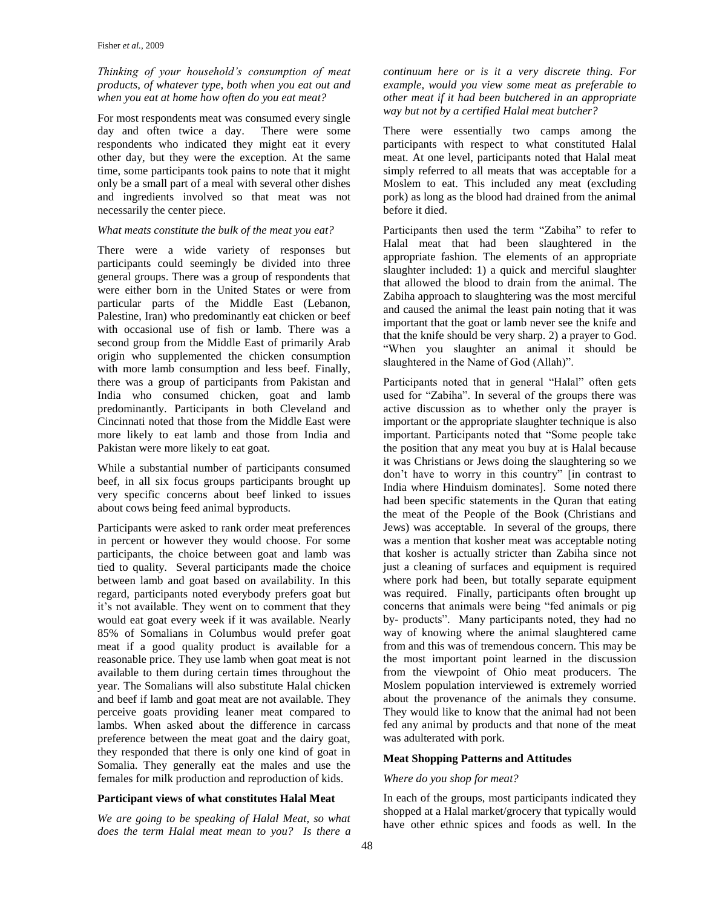*Thinking of your household's consumption of meat products, of whatever type, both when you eat out and when you eat at home how often do you eat meat?*

For most respondents meat was consumed every single day and often twice a day. There were some respondents who indicated they might eat it every other day, but they were the exception. At the same time, some participants took pains to note that it might only be a small part of a meal with several other dishes and ingredients involved so that meat was not necessarily the center piece.

*What meats constitute the bulk of the meat you eat?*

There were a wide variety of responses but participants could seemingly be divided into three general groups. There was a group of respondents that were either born in the United States or were from particular parts of the Middle East (Lebanon, Palestine, Iran) who predominantly eat chicken or beef with occasional use of fish or lamb. There was a second group from the Middle East of primarily Arab origin who supplemented the chicken consumption with more lamb consumption and less beef. Finally, there was a group of participants from Pakistan and India who consumed chicken, goat and lamb predominantly. Participants in both Cleveland and Cincinnati noted that those from the Middle East were more likely to eat lamb and those from India and Pakistan were more likely to eat goat.

While a substantial number of participants consumed beef, in all six focus groups participants brought up very specific concerns about beef linked to issues about cows being feed animal byproducts.

Participants were asked to rank order meat preferences in percent or however they would choose. For some participants, the choice between goat and lamb was tied to quality. Several participants made the choice between lamb and goat based on availability. In this regard, participants noted everybody prefers goat but it's not available. They went on to comment that they would eat goat every week if it was available. Nearly 85% of Somalians in Columbus would prefer goat meat if a good quality product is available for a reasonable price. They use lamb when goat meat is not available to them during certain times throughout the year. The Somalians will also substitute Halal chicken and beef if lamb and goat meat are not available. They perceive goats providing leaner meat compared to lambs. When asked about the difference in carcass preference between the meat goat and the dairy goat, they responded that there is only one kind of goat in Somalia. They generally eat the males and use the females for milk production and reproduction of kids.

**Participant views of what constitutes Halal Meat**

*We are going to be speaking of Halal Meat, so what does the term Halal meat mean to you? Is there a continuum here or is it a very discrete thing. For example, would you view some meat as preferable to other meat if it had been butchered in an appropriate way but not by a certified Halal meat butcher?*

There were essentially two camps among the participants with respect to what constituted Halal meat. At one level, participants noted that Halal meat simply referred to all meats that was acceptable for a Moslem to eat. This included any meat (excluding pork) as long as the blood had drained from the animal before it died.

Participants then used the term "Zabiha" to refer to Halal meat that had been slaughtered in the appropriate fashion. The elements of an appropriate slaughter included: 1) a quick and merciful slaughter that allowed the blood to drain from the animal. The Zabiha approach to slaughtering was the most merciful and caused the animal the least pain noting that it was important that the goat or lamb never see the knife and that the knife should be very sharp. 2) a prayer to God. "When you slaughter an animal it should be slaughtered in the Name of God (Allah)".

Participants noted that in general "Halal" often gets used for "Zabiha". In several of the groups there was active discussion as to whether only the prayer is important or the appropriate slaughter technique is also important. Participants noted that "Some people take the position that any meat you buy at is Halal because it was Christians or Jews doing the slaughtering so we don't have to worry in this country" [in contrast to India where Hinduism dominates]. Some noted there had been specific statements in the Quran that eating the meat of the People of the Book (Christians and Jews) was acceptable. In several of the groups, there was a mention that kosher meat was acceptable noting that kosher is actually stricter than Zabiha since not just a cleaning of surfaces and equipment is required where pork had been, but totally separate equipment was required. Finally, participants often brought up concerns that animals were being "fed animals or pig by- products". Many participants noted, they had no way of knowing where the animal slaughtered came from and this was of tremendous concern. This may be the most important point learned in the discussion from the viewpoint of Ohio meat producers. The Moslem population interviewed is extremely worried about the provenance of the animals they consume. They would like to know that the animal had not been fed any animal by products and that none of the meat was adulterated with pork.

**Meat Shopping Patterns and Attitudes**

*Where do you shop for meat?*

In each of the groups, most participants indicated they shopped at a Halal market/grocery that typically would have other ethnic spices and foods as well. In the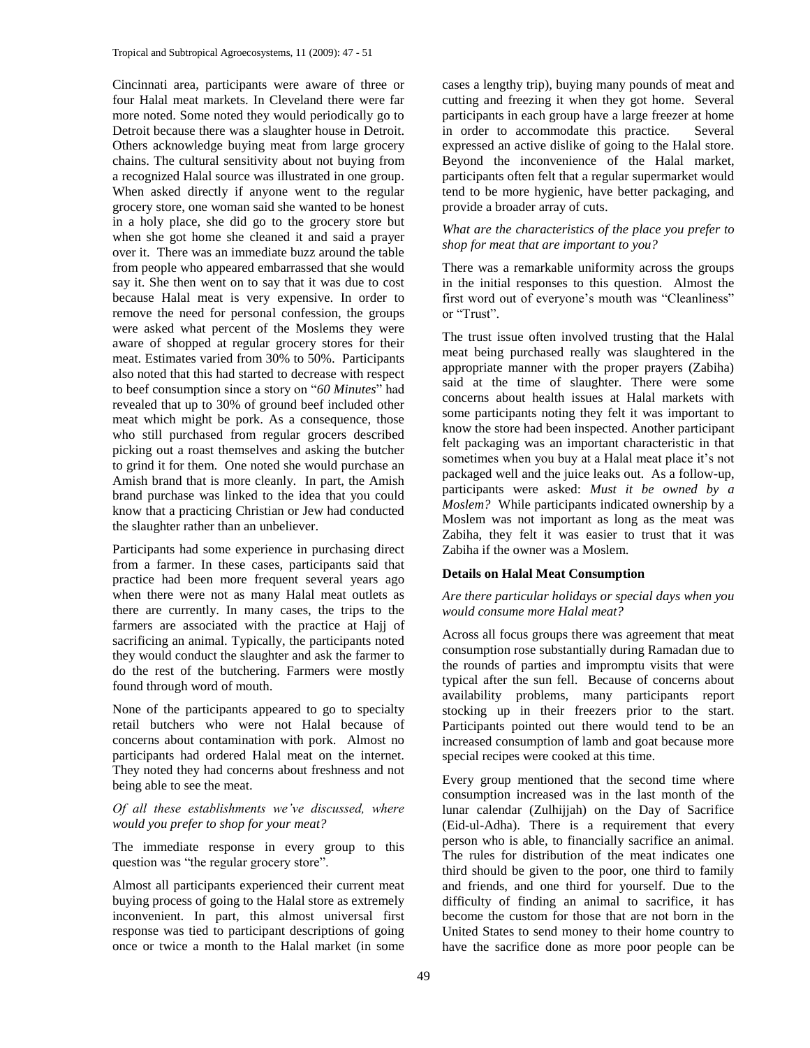Cincinnati area, participants were aware of three or four Halal meat markets. In Cleveland there were far more noted. Some noted they would periodically go to Detroit because there was a slaughter house in Detroit. Others acknowledge buying meat from large grocery chains. The cultural sensitivity about not buying from a recognized Halal source was illustrated in one group. When asked directly if anyone went to the regular grocery store, one woman said she wanted to be honest in a holy place, she did go to the grocery store but when she got home she cleaned it and said a prayer over it. There was an immediate buzz around the table from people who appeared embarrassed that she would say it. She then went on to say that it was due to cost because Halal meat is very expensive. In order to remove the need for personal confession, the groups were asked what percent of the Moslems they were aware of shopped at regular grocery stores for their meat. Estimates varied from 30% to 50%. Participants also noted that this had started to decrease with respect to beef consumption since a story on "*60 Minutes*" had revealed that up to 30% of ground beef included other meat which might be pork. As a consequence, those who still purchased from regular grocers described picking out a roast themselves and asking the butcher to grind it for them. One noted she would purchase an Amish brand that is more cleanly. In part, the Amish brand purchase was linked to the idea that you could know that a practicing Christian or Jew had conducted the slaughter rather than an unbeliever.

Participants had some experience in purchasing direct from a farmer. In these cases, participants said that practice had been more frequent several years ago when there were not as many Halal meat outlets as there are currently. In many cases, the trips to the farmers are associated with the practice at Hajj of sacrificing an animal. Typically, the participants noted they would conduct the slaughter and ask the farmer to do the rest of the butchering. Farmers were mostly found through word of mouth.

None of the participants appeared to go to specialty retail butchers who were not Halal because of concerns about contamination with pork. Almost no participants had ordered Halal meat on the internet. They noted they had concerns about freshness and not being able to see the meat.

*Of all these establishments we've discussed, where would you prefer to shop for your meat?*

The immediate response in every group to this question was "the regular grocery store".

Almost all participants experienced their current meat buying process of going to the Halal store as extremely inconvenient. In part, this almost universal first response was tied to participant descriptions of going once or twice a month to the Halal market (in some cases a lengthy trip), buying many pounds of meat and cutting and freezing it when they got home. Several participants in each group have a large freezer at home in order to accommodate this practice. Several expressed an active dislike of going to the Halal store. Beyond the inconvenience of the Halal market, participants often felt that a regular supermarket would tend to be more hygienic, have better packaging, and provide a broader array of cuts.

*What are the characteristics of the place you prefer to shop for meat that are important to you?*

There was a remarkable uniformity across the groups in the initial responses to this question. Almost the first word out of everyone's mouth was "Cleanliness" or "Trust".

The trust issue often involved trusting that the Halal meat being purchased really was slaughtered in the appropriate manner with the proper prayers (Zabiha) said at the time of slaughter. There were some concerns about health issues at Halal markets with some participants noting they felt it was important to know the store had been inspected. Another participant felt packaging was an important characteristic in that sometimes when you buy at a Halal meat place it's not packaged well and the juice leaks out. As a follow-up, participants were asked: *Must it be owned by a Moslem?* While participants indicated ownership by a Moslem was not important as long as the meat was Zabiha, they felt it was easier to trust that it was Zabiha if the owner was a Moslem.

## Details on Halal Meat Consumption

*Are there particular holidays or special days when you would consume more Halal meat?*

Across all focus groups there was agreement that meat consumption rose substantially during Ramadan due to the rounds of parties and impromptu visits that were typical after the sun fell. Because of concerns about availability problems, many participants report stocking up in their freezers prior to the start. Participants pointed out there would tend to be an increased consumption of lamb and goat because more special recipes were cooked at this time.

Every group mentioned that the second time where consumption increased was in the last month of the lunar calendar (Zulhijjah) on the Day of Sacrifice (Eid-ul-Adha). There is a requirement that every person who is able, to financially sacrifice an animal. The rules for distribution of the meat indicates one third should be given to the poor, one third to family and friends, and one third for yourself. Due to the difficulty of finding an animal to sacrifice, it has become the custom for those that are not born in the United States to send money to their home country to have the sacrifice done as more poor people can be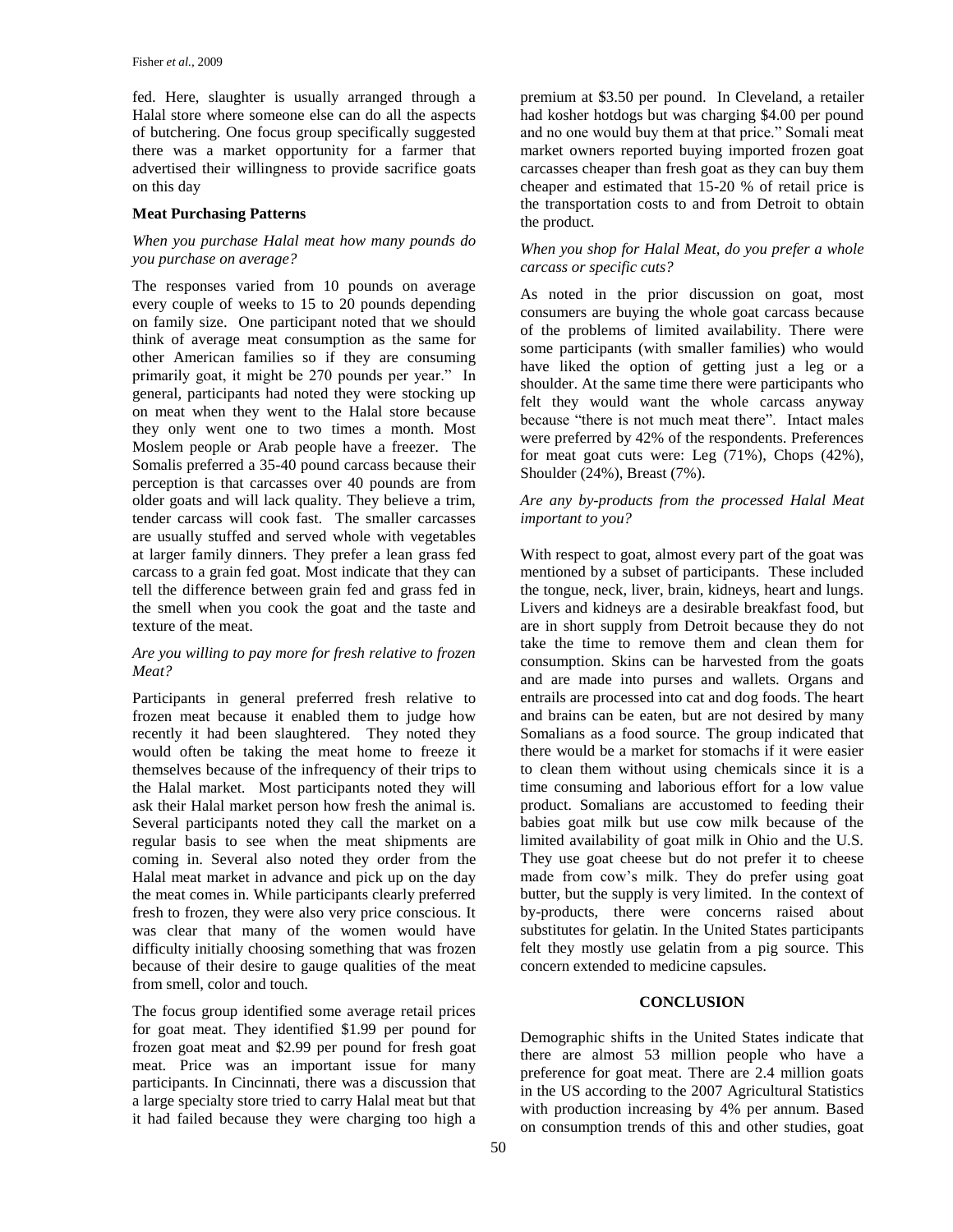fed. Here, slaughter is usually arranged through a Halal store where someone else can do all the aspects of butchering. One focus group specifically suggested there was a market opportunity for a farmer that advertised their willingness to provide sacrifice goats on this day

### Meat Purchasing Patterns

*When you purchase Halal meat how many pounds do you purchase on average?*

The responses varied from 10 pounds on average every couple of weeks to 15 to 20 pounds depending on family size. One participant noted that we should think of average meat consumption as the same for other American families so if they are consuming primarily goat, it might be 270 pounds per year." In general, participants had noted they were stocking up on meat when they went to the Halal store because they only went one to two times a month. Most Moslem people or Arab people have a freezer. The Somalis preferred a 35-40 pound carcass because their perception is that carcasses over 40 pounds are from older goats and will lack quality. They believe a trim, tender carcass will cook fast. The smaller carcasses are usually stuffed and served whole with vegetables at larger family dinners. They prefer a lean grass fed carcass to a grain fed goat. Most indicate that they can tell the difference between grain fed and grass fed in the smell when you cook the goat and the taste and texture of the meat.

*Are you willing to pay more for fresh relative to frozen Meat?*

Participants in general preferred fresh relative to frozen meat because it enabled them to judge how recently it had been slaughtered. They noted they would often be taking the meat home to freeze it themselves because of the infrequency of their trips to the Halal market. Most participants noted they will ask their Halal market person how fresh the animal is. Several participants noted they call the market on a regular basis to see when the meat shipments are coming in. Several also noted they order from the Halal meat market in advance and pick up on the day the meat comes in. While participants clearly preferred fresh to frozen, they were also very price conscious. It was clear that many of the women would have difficulty initially choosing something that was frozen because of their desire to gauge qualities of the meat from smell, color and touch.

The focus group identified some average retail prices for goat meat. They identified \$1.99 per pound for frozen goat meat and \$2.99 per pound for fresh goat meat. Price was an important issue for many participants. In Cincinnati, there was a discussion that a large specialty store tried to carry Halal meat but that it had failed because they were charging too high a premium at \$3.50 per pound. In Cleveland, a retailer had kosher hotdogs but was charging \$4.00 per pound and no one would buy them at that price." Somali meat market owners reported buying imported frozen goat carcasses cheaper than fresh goat as they can buy them cheaper and estimated that 15-20 % of retail price is the transportation costs to and from Detroit to obtain the product.

*When you shop for Halal Meat, do you prefer a whole carcass or specific cuts?*

As noted in the prior discussion on goat, most consumers are buying the whole goat carcass because of the problems of limited availability. There were some participants (with smaller families) who would have liked the option of getting just a leg or a shoulder. At the same time there were participants who felt they would want the whole carcass anyway because "there is not much meat there". Intact males were preferred by 42% of the respondents. Preferences for meat goat cuts were: Leg (71%), Chops (42%), Shoulder (24%), Breast (7%).

*Are any by-products from the processed Halal Meat important to you?*

With respect to goat, almost every part of the goat was mentioned by a subset of participants. These included the tongue, neck, liver, brain, kidneys, heart and lungs. Livers and kidneys are a desirable breakfast food, but are in short supply from Detroit because they do not take the time to remove them and clean them for consumption. Skins can be harvested from the goats and are made into purses and wallets. Organs and entrails are processed into cat and dog foods. The heart and brains can be eaten, but are not desired by many Somalians as a food source. The group indicated that there would be a market for stomachs if it were easier to clean them without using chemicals since it is a time consuming and laborious effort for a low value product. Somalians are accustomed to feeding their babies goat milk but use cow milk because of the limited availability of goat milk in Ohio and the U.S. They use goat cheese but do not prefer it to cheese made from cow's milk. They do prefer using goat butter, but the supply is very limited. In the context of by-products, there were concerns raised about substitutes for gelatin. In the United States participants felt they mostly use gelatin from a pig source. This concern extended to medicine capsules.

## CONCLUSION

Demographic shifts in the United States indicate that there are almost 53 million people who have a preference for goat meat. There are 2.4 million goats in the US according to the 2007 Agricultural Statistics with production increasing by 4% per annum. Based on consumption trends of this and other studies, goat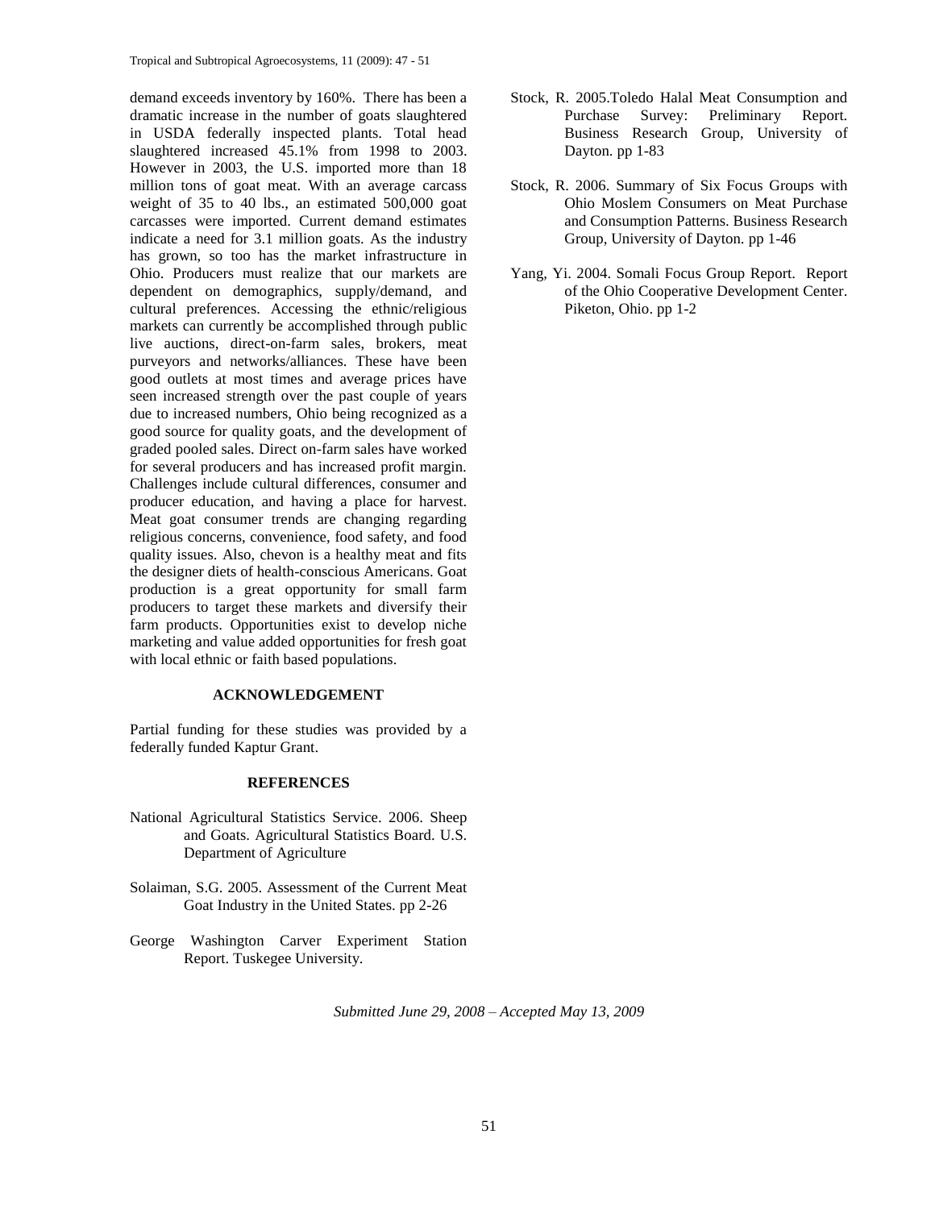demand exceeds inventory by 160%. There has been a dramatic increase in the number of goats slaughtered in USDA federally inspected plants. Total head slaughtered increased 45.1% from 1998 to 2003. However in 2003, the U.S. imported more than 18 million tons of goat meat. With an average carcass weight of 35 to 40 lbs., an estimated 500,000 goat carcasses were imported. Current demand estimates indicate a need for 3.1 million goats. As the industry has grown, so too has the market infrastructure in Ohio. Producers must realize that our markets are dependent on demographics, supply/demand, and cultural preferences. Accessing the ethnic/religious markets can currently be accomplished through public live auctions, direct-on-farm sales, brokers, meat purveyors and networks/alliances. These have been good outlets at most times and average prices have seen increased strength over the past couple of years due to increased numbers, Ohio being recognized as a good source for quality goats, and the development of graded pooled sales. Direct on-farm sales have worked for several producers and has increased profit margin. Challenges include cultural differences, consumer and producer education, and having a place for harvest. Meat goat consumer trends are changing regarding religious concerns, convenience, food safety, and food quality issues. Also, chevon is a healthy meat and fits the designer diets of health-conscious Americans. Goat production is a great opportunity for small farm producers to target these markets and diversify their farm products. Opportunities exist to develop niche marketing and value added opportunities for fresh goat with local ethnic or faith based populations.

## ACKNOWLEDGEMENT

Partial funding for these studies was provided by a federally funded Kaptur Grant.

## REFERENCES

National Agricultural Statistics Service. 2006. Sheep and Goats. Agricultural Statistics Board. U.S. Department of Agriculture

Solaiman, S.G. 2005. Assessment of the Current Meat Goat Industry in the United States. pp 2-26

George Washington Carver Experiment Station Report. Tuskegee University.

Stock, R. 2005.Toledo Halal Meat Consumption and Purchase Survey: Preliminary Report. Business Research Group, University of Dayton. pp 1-83

Stock, R. 2006. Summary of Six Focus Groups with Ohio Moslem Consumers on Meat Purchase and Consumption Patterns. Business Research Group, University of Dayton. pp 1-46

Yang, Yi. 2004. Somali Focus Group Report. Report of the Ohio Cooperative Development Center. Piketon, Ohio. pp 1-2

*Submitted June 29, 2008 – Accepted May 13, 2009*